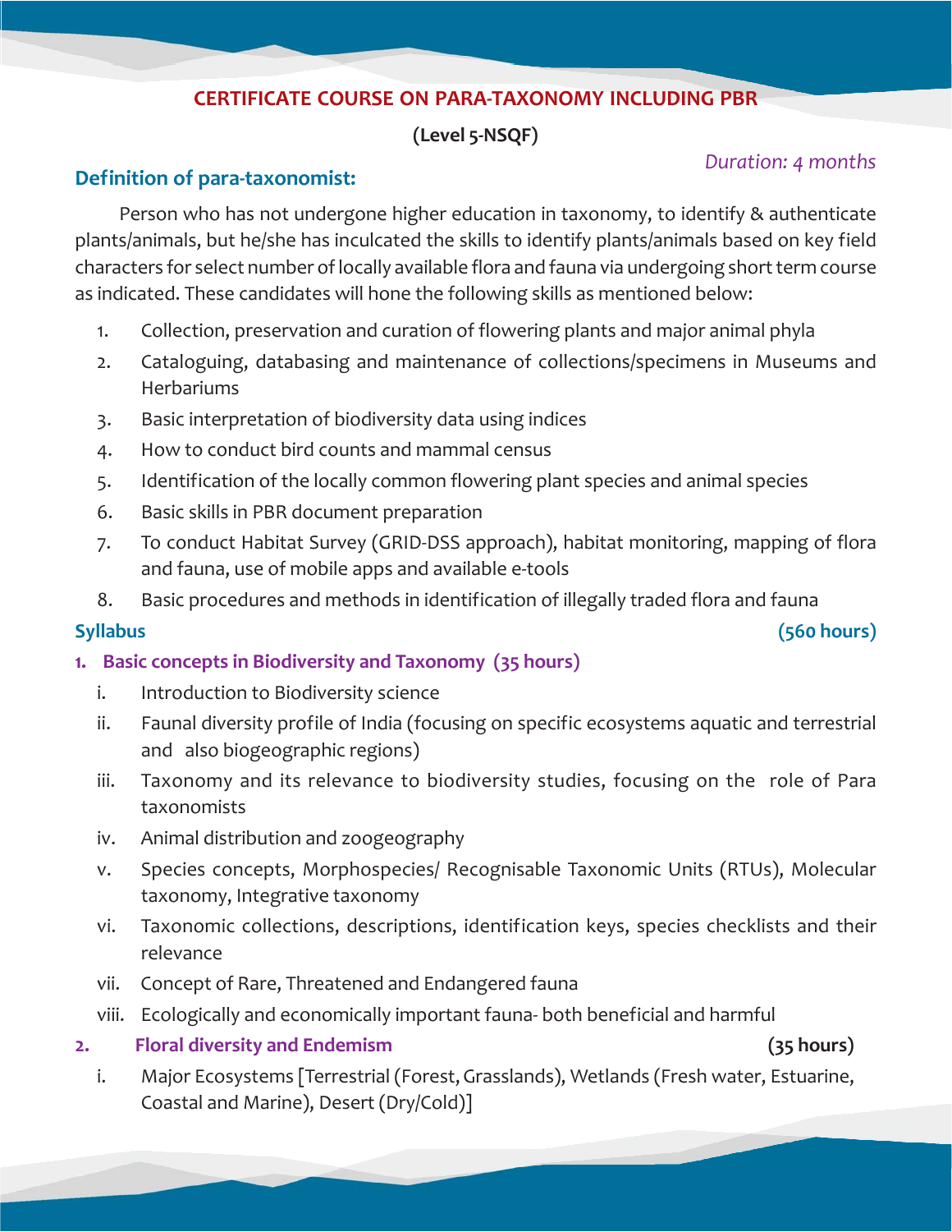# CERTIFICATE COURSE ON PARA-TAXONOMY INCLUDING PBR

**(Level 5-NSQF)**

*Duration: 4 months*

## Definition of para-taxonomist:

Person who has not undergone higher education in taxonomy, to identify & authenticate plants/animals, but he/she has inculcated the skills to identify plants/animals based on key field characters for select number of locally available flora and fauna via undergoing short term course as indicated. These candidates will hone the following skills as mentioned below:

1. Collection, preservation and curation of flowering plants and major animal phyla
2. Cataloguing, databasing and maintenance of collections/specimens in Museums and Herbariums
3. Basic interpretation of biodiversity data using indices
4. How to conduct bird counts and mammal census
5. Identification of the locally common flowering plant species and animal species
6. Basic skills in PBR document preparation
7. To conduct Habitat Survey (GRID-DSS approach), habitat monitoring, mapping of flora and fauna, use of mobile apps and available e-tools
8. Basic procedures and methods in identification of illegally traded flora and fauna

## Syllabus (560 hours)

### 1. Basic concepts in Biodiversity and Taxonomy (35 hours)

i. Introduction to Biodiversity science

ii. Faunal diversity profile of India (focusing on specific ecosystems aquatic and terrestrial and also biogeographic regions)

iii. Taxonomy and its relevance to biodiversity studies, focusing on the role of Para taxonomists

iv. Animal distribution and zoogeography

v. Species concepts, Morphospecies/ Recognisable Taxonomic Units (RTUs), Molecular taxonomy, Integrative taxonomy

vi. Taxonomic collections, descriptions, identification keys, species checklists and their relevance

vii. Concept of Rare, Threatened and Endangered fauna

viii. Ecologically and economically important fauna- both beneficial and harmful

### 2. Floral diversity and Endemism (35 hours)

i. Major Ecosystems [Terrestrial (Forest, Grasslands), Wetlands (Fresh water, Estuarine, Coastal and Marine), Desert (Dry/Cold)]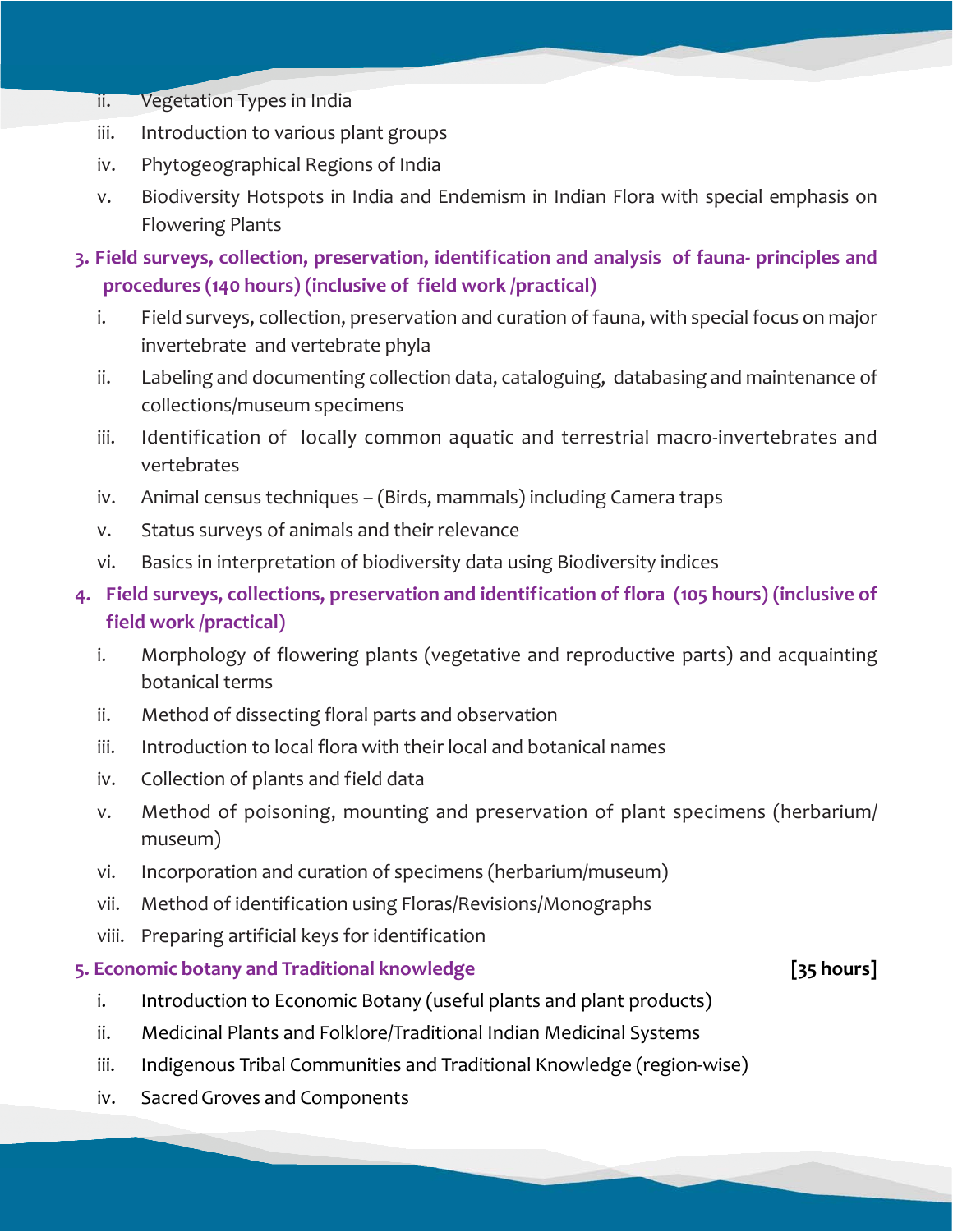ii. Vegetation Types in India

iii. Introduction to various plant groups

iv. Phytogeographical Regions of India

v. Biodiversity Hotspots in India and Endemism in Indian Flora with special emphasis on Flowering Plants

**3. Field surveys, collection, preservation, identification and analysis of fauna- principles and procedures (140 hours) (inclusive of field work /practical)**

i. Field surveys, collection, preservation and curation of fauna, with special focus on major invertebrate and vertebrate phyla

ii. Labeling and documenting collection data, cataloguing, databasing and maintenance of collections/museum specimens

iii. Identification of locally common aquatic and terrestrial macro-invertebrates and vertebrates

iv. Animal census techniques – (Birds, mammals) including Camera traps

v. Status surveys of animals and their relevance

vi. Basics in interpretation of biodiversity data using Biodiversity indices

**4. Field surveys, collections, preservation and identification of flora (105 hours) (inclusive of field work /practical)**

i. Morphology of flowering plants (vegetative and reproductive parts) and acquainting botanical terms

ii. Method of dissecting floral parts and observation

iii. Introduction to local flora with their local and botanical names

iv. Collection of plants and field data

v. Method of poisoning, mounting and preservation of plant specimens (herbarium/ museum)

vi. Incorporation and curation of specimens (herbarium/museum)

vii. Method of identification using Floras/Revisions/Monographs

viii. Preparing artificial keys for identification

**5. Economic botany and Traditional knowledge** **[35 hours]**

i. Introduction to Economic Botany (useful plants and plant products)

ii. Medicinal Plants and Folklore/Traditional Indian Medicinal Systems

iii. Indigenous Tribal Communities and Traditional Knowledge (region-wise)

iv. Sacred Groves and Components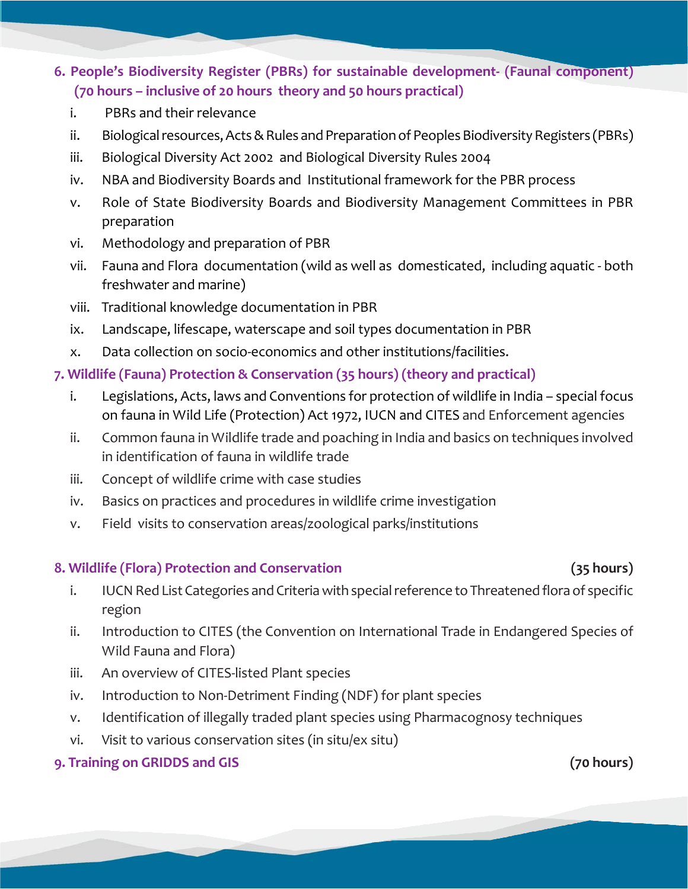## 6. People's Biodiversity Register (PBRs) for sustainable development- (Faunal component) (70 hours – inclusive of 20 hours theory and 50 hours practical)

i. PBRs and their relevance

ii. Biological resources, Acts & Rules and Preparation of Peoples Biodiversity Registers (PBRs)

iii. Biological Diversity Act 2002 and Biological Diversity Rules 2004

iv. NBA and Biodiversity Boards and Institutional framework for the PBR process

v. Role of State Biodiversity Boards and Biodiversity Management Committees in PBR preparation

vi. Methodology and preparation of PBR

vii. Fauna and Flora documentation (wild as well as domesticated, including aquatic - both freshwater and marine)

viii. Traditional knowledge documentation in PBR

ix. Landscape, lifescape, waterscape and soil types documentation in PBR

x. Data collection on socio-economics and other institutions/facilities.

## 7. Wildlife (Fauna) Protection & Conservation (35 hours) (theory and practical)

i. Legislations, Acts, laws and Conventions for protection of wildlife in India – special focus on fauna in Wild Life (Protection) Act 1972, IUCN and CITES and Enforcement agencies

ii. Common fauna in Wildlife trade and poaching in India and basics on techniques involved in identification of fauna in wildlife trade

iii. Concept of wildlife crime with case studies

iv. Basics on practices and procedures in wildlife crime investigation

v. Field visits to conservation areas/zoological parks/institutions

## 8. Wildlife (Flora) Protection and Conservation (35 hours)

i. IUCN Red List Categories and Criteria with special reference to Threatened flora of specific region

ii. Introduction to CITES (the Convention on International Trade in Endangered Species of Wild Fauna and Flora)

iii. An overview of CITES-listed Plant species

iv. Introduction to Non-Detriment Finding (NDF) for plant species

v. Identification of illegally traded plant species using Pharmacognosy techniques

vi. Visit to various conservation sites (in situ/ex situ)

## 9. Training on GRIDDS and GIS (70 hours)